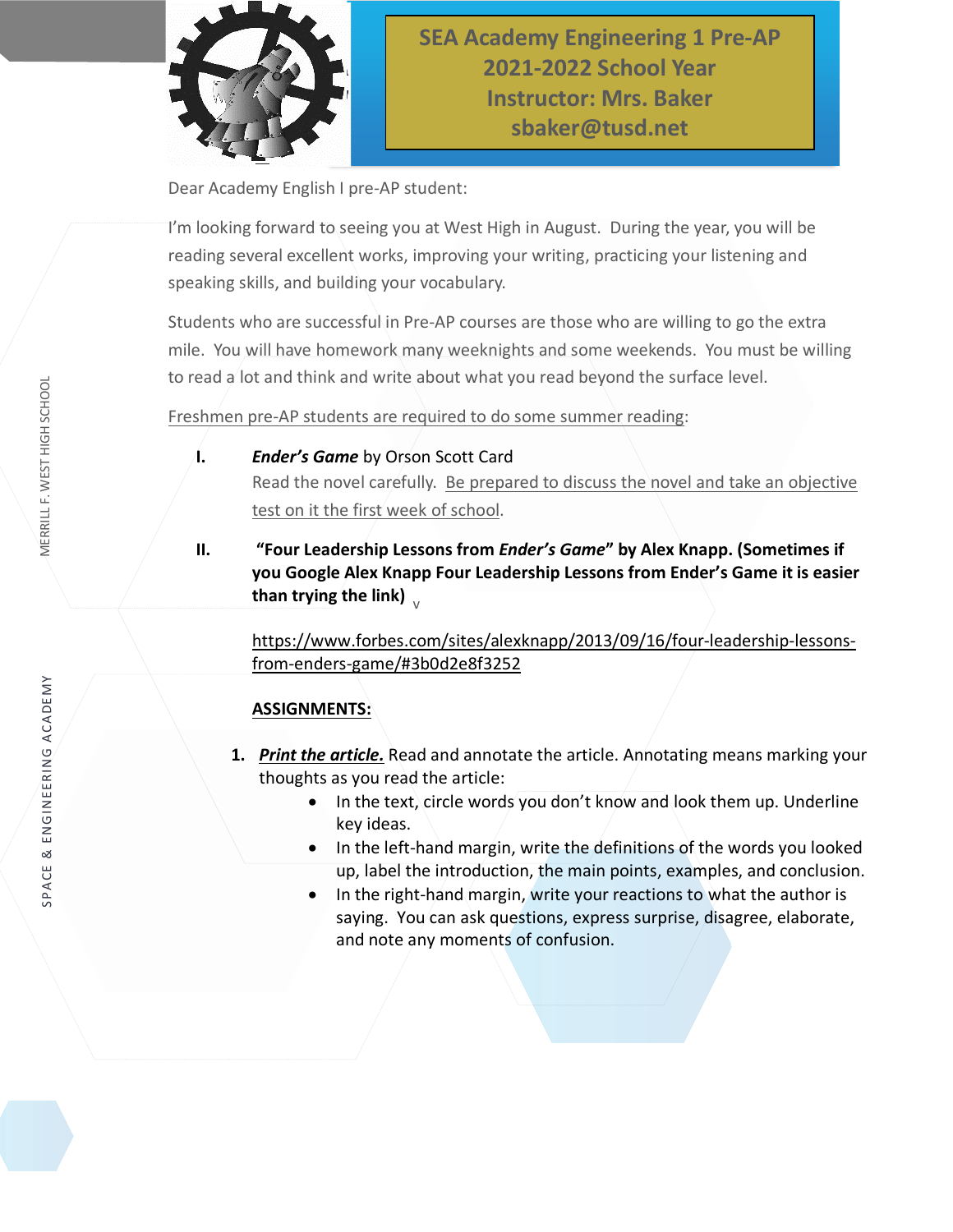# SEA Academy Engineering 1 Pre-AP
## 2021-2022 School Year
## Instructor: Mrs. Baker
## sbaker@tusd.net

Dear Academy English I pre-AP student:

I'm looking forward to seeing you at West High in August. During the year, you will be reading several excellent works, improving your writing, practicing your listening and speaking skills, and building your vocabulary.

Students who are successful in Pre-AP courses are those who are willing to go the extra mile. You will have homework many weeknights and some weekends. You must be willing to read a lot and think and write about what you read beyond the surface level.

Freshmen pre-AP students are required to do some summer reading:

I. ***Ender's Game*** by Orson Scott Card
Read the novel carefully. Be prepared to discuss the novel and take an objective test on it the first week of school.

II. **"Four Leadership Lessons from *Ender's Game*" by Alex Knapp. (Sometimes if you Google Alex Knapp Four Leadership Lessons from Ender's Game it is easier than trying the link)**

https://www.forbes.com/sites/alexknapp/2013/09/16/four-leadership-lessons-from-enders-game/#3b0d2e8f3252

**ASSIGNMENTS:**

1. ***Print the article.*** Read and annotate the article. Annotating means marking your thoughts as you read the article:
   - In the text, circle words you don't know and look them up. Underline key ideas.
   - In the left-hand margin, write the definitions of the words you looked up, label the introduction, the main points, examples, and conclusion.
   - In the right-hand margin, write your reactions to what the author is saying. You can ask questions, express surprise, disagree, elaborate, and note any moments of confusion.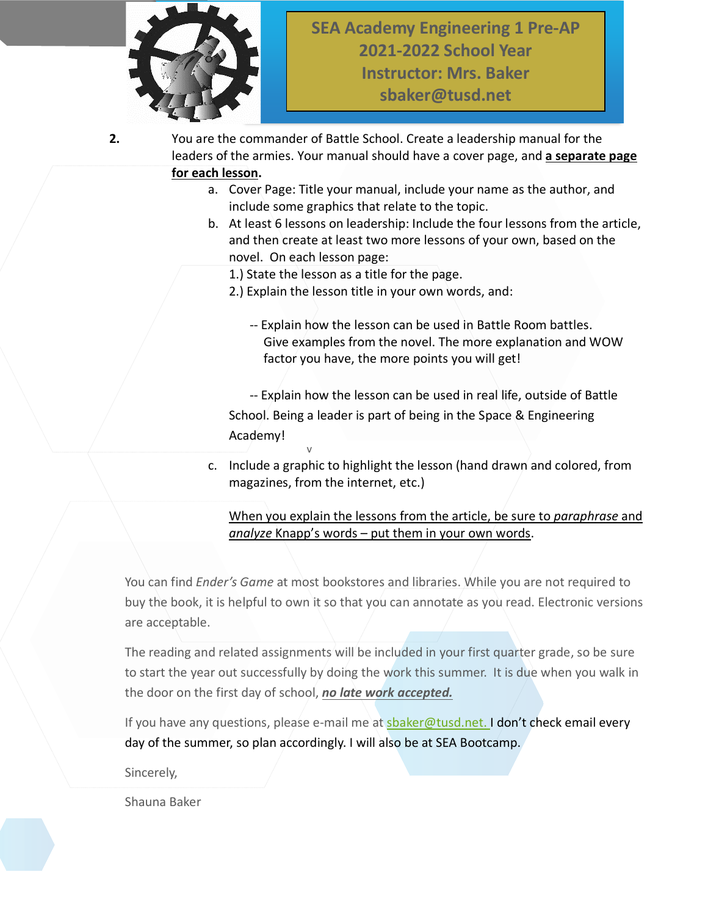SEA Academy Engineering 1 Pre-AP
2021-2022 School Year
Instructor: Mrs. Baker
sbaker@tusd.net

2. You are the commander of Battle School. Create a leadership manual for the leaders of the armies. Your manual should have a cover page, and **a separate page for each lesson**.

   a. Cover Page: Title your manual, include your name as the author, and include some graphics that relate to the topic.

   b. At least 6 lessons on leadership: Include the four lessons from the article, and then create at least two more lessons of your own, based on the novel. On each lesson page:

      1.) State the lesson as a title for the page.

      2.) Explain the lesson title in your own words, and:

      -- Explain how the lesson can be used in Battle Room battles. Give examples from the novel. The more explanation and WOW factor you have, the more points you will get!

      -- Explain how the lesson can be used in real life, outside of Battle School. Being a leader is part of being in the Space & Engineering Academy!

   c. Include a graphic to highlight the lesson (hand drawn and colored, from magazines, from the internet, etc.)

   When you explain the lessons from the article, be sure to *paraphrase* and *analyze* Knapp's words – put them in your own words.

You can find *Ender's Game* at most bookstores and libraries. While you are not required to buy the book, it is helpful to own it so that you can annotate as you read. Electronic versions are acceptable.

The reading and related assignments will be included in your first quarter grade, so be sure to start the year out successfully by doing the work this summer. It is due when you walk in the door on the first day of school, ***no late work accepted.***

If you have any questions, please e-mail me at sbaker@tusd.net. I don't check email every day of the summer, so plan accordingly. I will also be at SEA Bootcamp.

Sincerely,

Shauna Baker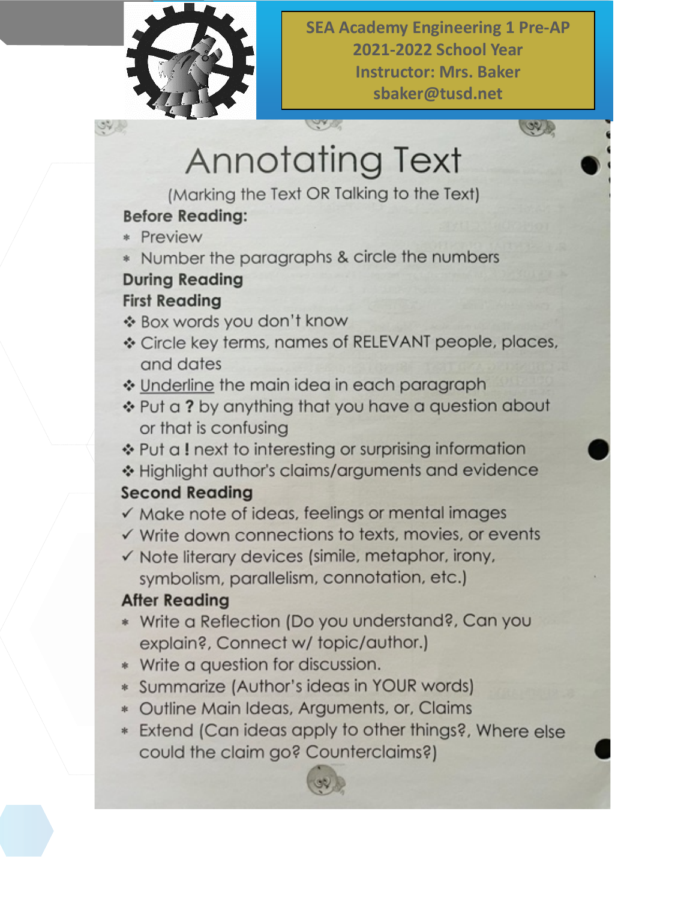SEA Academy Engineering 1 Pre-AP
2021-2022 School Year
Instructor: Mrs. Baker
sbaker@tusd.net

# Annotating Text

(Marking the Text OR Talking to the Text)

**Before Reading:**

* Preview
* Number the paragraphs & circle the numbers

**During Reading**

**First Reading**

- Box words you don't know
- Circle key terms, names of RELEVANT people, places, and dates
- Underline the main idea in each paragraph
- Put a **?** by anything that you have a question about or that is confusing
- Put a **!** next to interesting or surprising information
- Highlight author's claims/arguments and evidence

**Second Reading**

- ✓ Make note of ideas, feelings or mental images
- ✓ Write down connections to texts, movies, or events
- ✓ Note literary devices (simile, metaphor, irony, symbolism, parallelism, connotation, etc.)

**After Reading**

* Write a Reflection (Do you understand?, Can you explain?, Connect w/ topic/author.)
* Write a question for discussion.
* Summarize (Author's ideas in YOUR words)
* Outline Main Ideas, Arguments, or, Claims
* Extend (Can ideas apply to other things?, Where else could the claim go? Counterclaims?)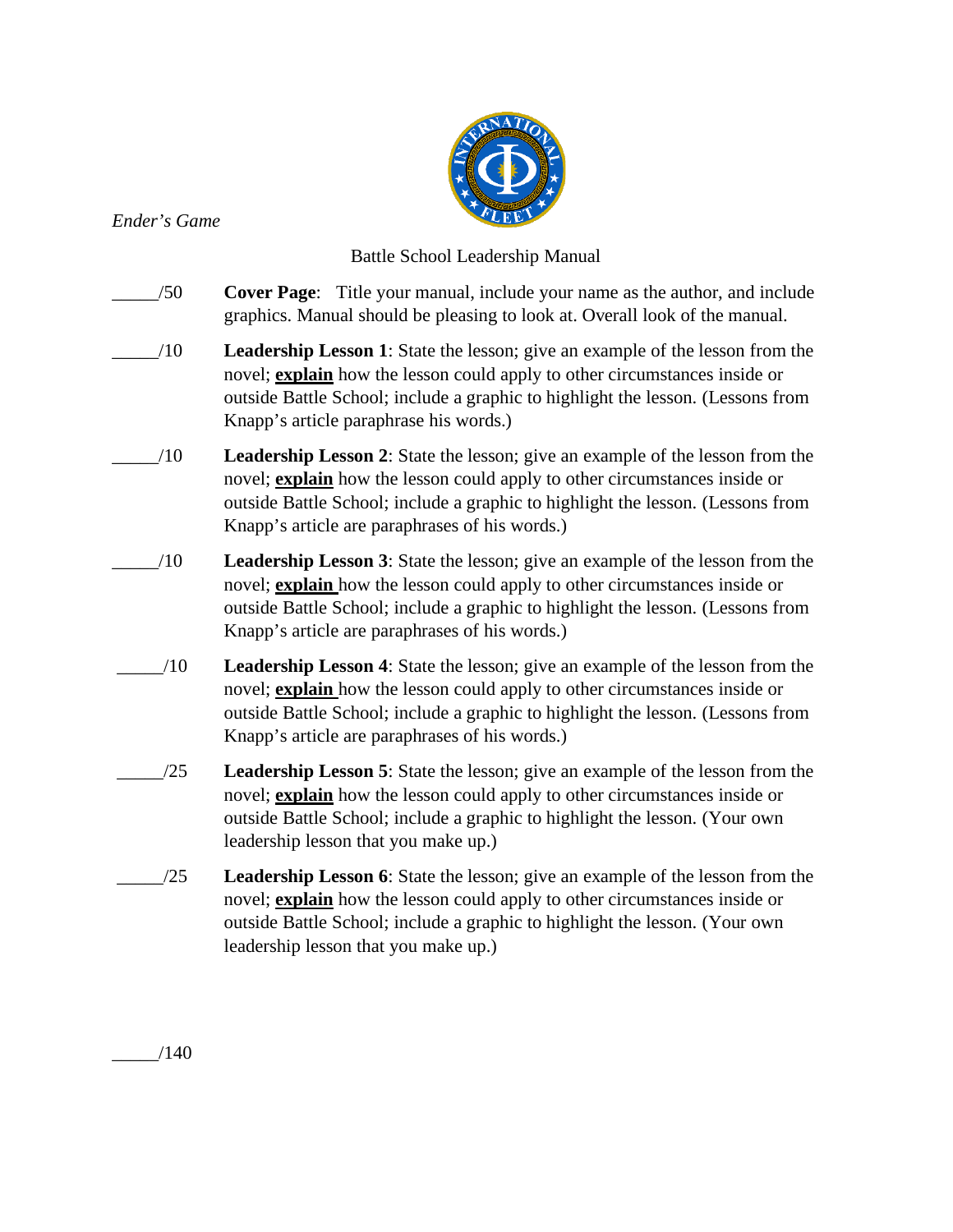*Ender's Game*

Battle School Leadership Manual

_____/50 **Cover Page**: Title your manual, include your name as the author, and include graphics. Manual should be pleasing to look at. Overall look of the manual.

_____/10 **Leadership Lesson 1**: State the lesson; give an example of the lesson from the novel; **explain** how the lesson could apply to other circumstances inside or outside Battle School; include a graphic to highlight the lesson. (Lessons from Knapp's article paraphrase his words.)

_____/10 **Leadership Lesson 2**: State the lesson; give an example of the lesson from the novel; **explain** how the lesson could apply to other circumstances inside or outside Battle School; include a graphic to highlight the lesson. (Lessons from Knapp's article are paraphrases of his words.)

_____/10 **Leadership Lesson 3**: State the lesson; give an example of the lesson from the novel; **explain** how the lesson could apply to other circumstances inside or outside Battle School; include a graphic to highlight the lesson. (Lessons from Knapp's article are paraphrases of his words.)

_____/10 **Leadership Lesson 4**: State the lesson; give an example of the lesson from the novel; **explain** how the lesson could apply to other circumstances inside or outside Battle School; include a graphic to highlight the lesson. (Lessons from Knapp's article are paraphrases of his words.)

_____/25 **Leadership Lesson 5**: State the lesson; give an example of the lesson from the novel; **explain** how the lesson could apply to other circumstances inside or outside Battle School; include a graphic to highlight the lesson. (Your own leadership lesson that you make up.)

_____/25 **Leadership Lesson 6**: State the lesson; give an example of the lesson from the novel; **explain** how the lesson could apply to other circumstances inside or outside Battle School; include a graphic to highlight the lesson. (Your own leadership lesson that you make up.)

_____/140